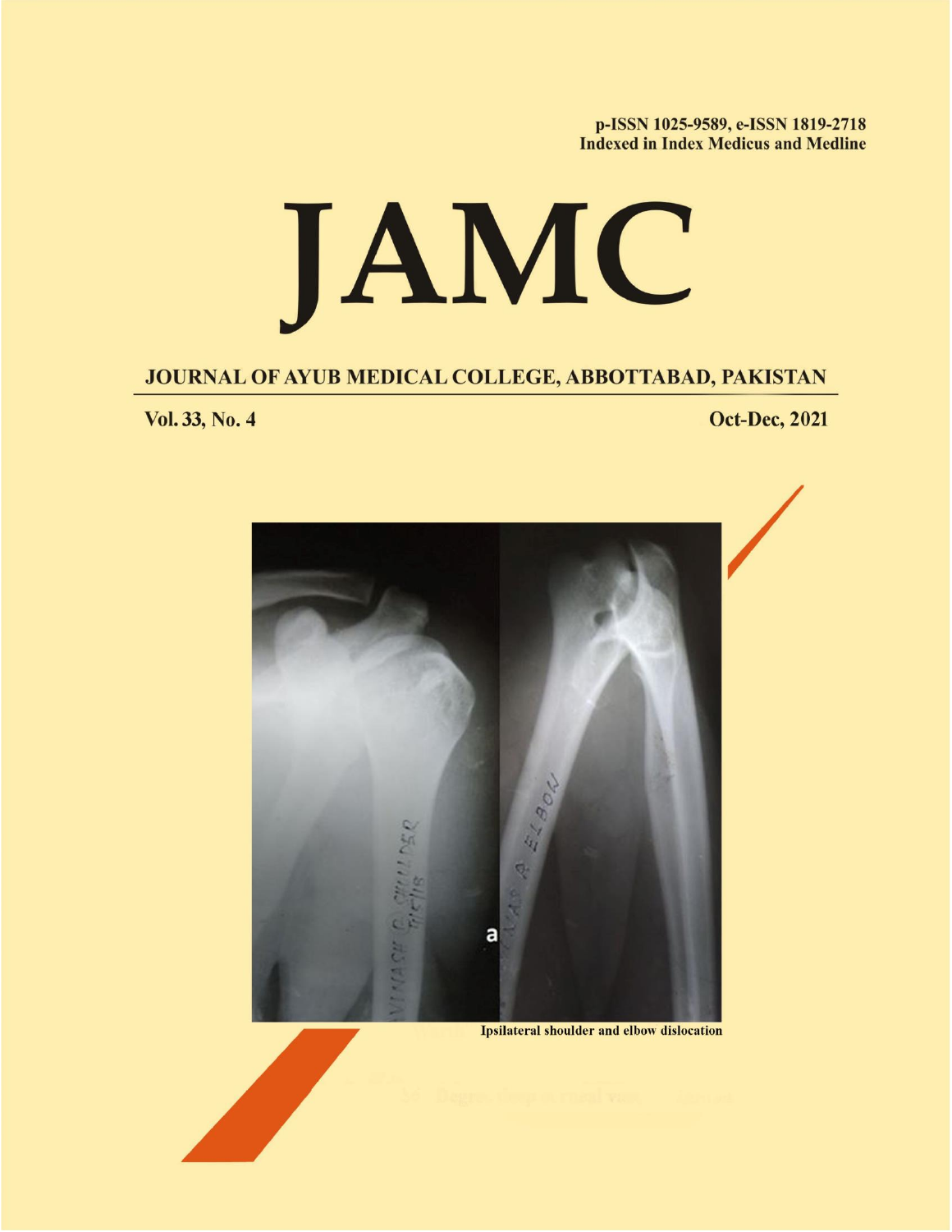p-ISSN 1025-9589, e-ISSN 1819-2718
Indexed in Index Medicus and Medline

# JAMC

## JOURNAL OF AYUB MEDICAL COLLEGE, ABBOTTABAD, PAKISTAN

**Vol. 33, No. 4** | **Oct-Dec, 2021**

Ipsilateral shoulder and elbow dislocation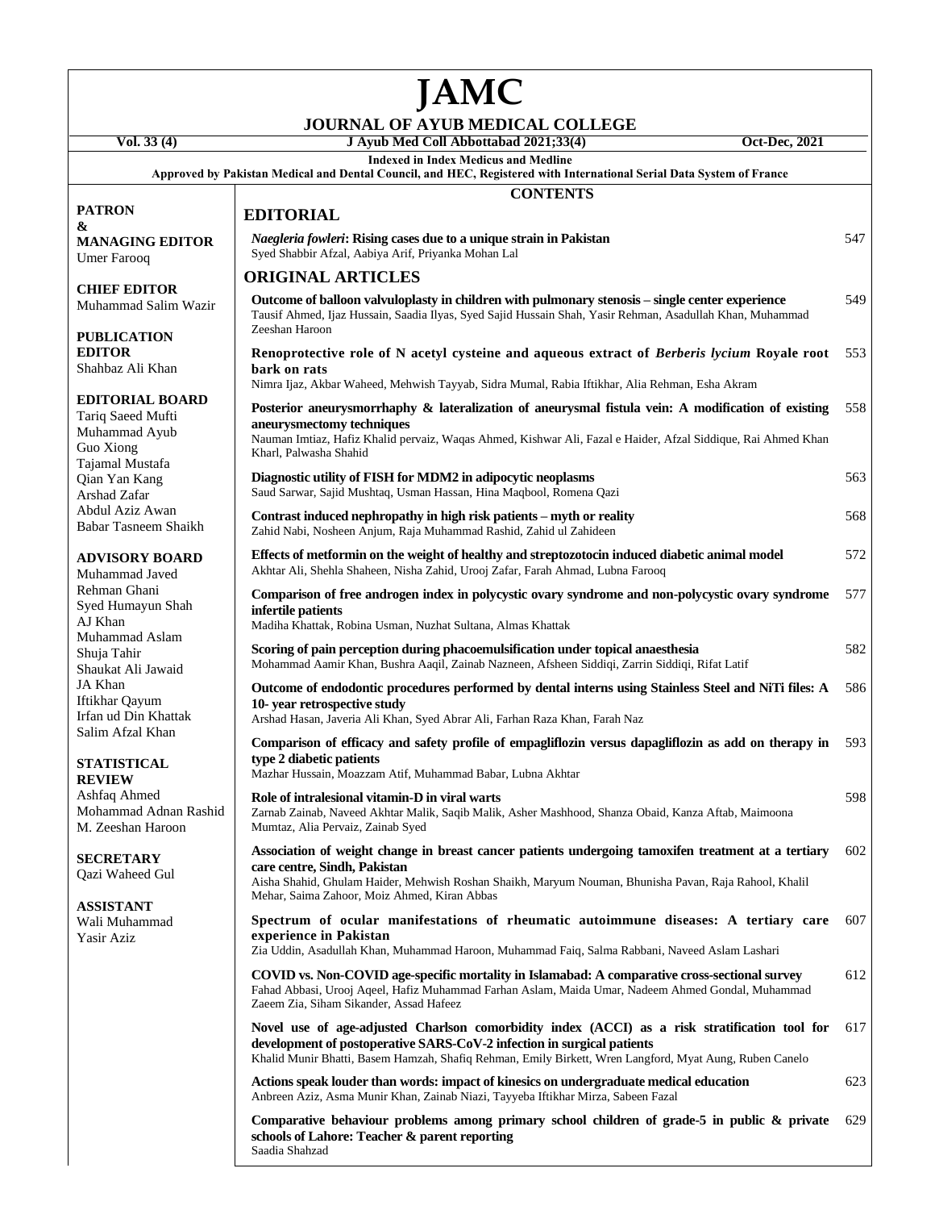# JAMC

## JOURNAL OF AYUB MEDICAL COLLEGE

Vol. 33 (4) | J Ayub Med Coll Abbottabad 2021;33(4) | Oct-Dec, 2021

Indexed in Index Medicus and Medline

Approved by Pakistan Medical and Dental Council, and HEC, Registered with International Serial Data System of France

**PATRON & MANAGING EDITOR**
Umer Farooq

**CHIEF EDITOR**
Muhammad Salim Wazir

**PUBLICATION EDITOR**
Shahbaz Ali Khan

**EDITORIAL BOARD**
Tariq Saeed Mufti
Muhammad Ayub
Guo Xiong
Tajamal Mustafa
Qian Yan Kang
Arshad Zafar
Abdul Aziz Awan
Babar Tasneem Shaikh

**ADVISORY BOARD**
Muhammad Javed
Rehman Ghani
Syed Humayun Shah
AJ Khan
Muhammad Aslam
Shuja Tahir
Shaukat Ali Jawaid
JA Khan
Iftikhar Qayum
Irfan ud Din Khattak
Salim Afzal Khan

**STATISTICAL REVIEW**
Ashfaq Ahmed
Mohammad Adnan Rashid
M. Zeeshan Haroon

**SECRETARY**
Qazi Waheed Gul

**ASSISTANT**
Wali Muhammad
Yasir Aziz

## CONTENTS

### EDITORIAL

***Naegleria fowleri*: Rising cases due to a unique strain in Pakistan** — 547
Syed Shabbir Afzal, Aabiya Arif, Priyanka Mohan Lal

### ORIGINAL ARTICLES

**Outcome of balloon valvuloplasty in children with pulmonary stenosis – single center experience** — 549
Tausif Ahmed, Ijaz Hussain, Saadia Ilyas, Syed Sajid Hussain Shah, Yasir Rehman, Asadullah Khan, Muhammad Zeeshan Haroon

**Renoprotective role of N acetyl cysteine and aqueous extract of *Berberis lycium* Royale root bark on rats** — 553
Nimra Ijaz, Akbar Waheed, Mehwish Tayyab, Sidra Mumal, Rabia Iftikhar, Alia Rehman, Esha Akram

**Posterior aneurysmorrhaphy & lateralization of aneurysmal fistula vein: A modification of existing aneurysmectomy techniques** — 558
Nauman Imtiaz, Hafiz Khalid pervaiz, Waqas Ahmed, Kishwar Ali, Fazal e Haider, Afzal Siddique, Rai Ahmed Khan Kharl, Palwasha Shahid

**Diagnostic utility of FISH for MDM2 in adipocytic neoplasms** — 563
Saud Sarwar, Sajid Mushtaq, Usman Hassan, Hina Maqbool, Romena Qazi

**Contrast induced nephropathy in high risk patients – myth or reality** — 568
Zahid Nabi, Nosheen Anjum, Raja Muhammad Rashid, Zahid ul Zahideen

**Effects of metformin on the weight of healthy and streptozotocin induced diabetic animal model** — 572
Akhtar Ali, Shehla Shaheen, Nisha Zahid, Urooj Zafar, Farah Ahmad, Lubna Farooq

**Comparison of free androgen index in polycystic ovary syndrome and non-polycystic ovary syndrome infertile patients** — 577
Madiha Khattak, Robina Usman, Nuzhat Sultana, Almas Khattak

**Scoring of pain perception during phacoemulsification under topical anaesthesia** — 582
Mohammad Aamir Khan, Bushra Aaqil, Zainab Nazneen, Afsheen Siddiqi, Zarrin Siddiqi, Rifat Latif

**Outcome of endodontic procedures performed by dental interns using Stainless Steel and NiTi files: A 10- year retrospective study** — 586
Arshad Hasan, Javeria Ali Khan, Syed Abrar Ali, Farhan Raza Khan, Farah Naz

**Comparison of efficacy and safety profile of empagliflozin versus dapagliflozin as add on therapy in type 2 diabetic patients** — 593
Mazhar Hussain, Moazzam Atif, Muhammad Babar, Lubna Akhtar

**Role of intralesional vitamin-D in viral warts** — 598
Zarnab Zainab, Naveed Akhtar Malik, Saqib Malik, Asher Mashhood, Shanza Obaid, Kanza Aftab, Maimoona Mumtaz, Alia Pervaiz, Zainab Syed

**Association of weight change in breast cancer patients undergoing tamoxifen treatment at a tertiary care centre, Sindh, Pakistan** — 602
Aisha Shahid, Ghulam Haider, Mehwish Roshan Shaikh, Maryum Nouman, Bhunisha Pavan, Raja Rahool, Khalil Mehar, Saima Zahoor, Moiz Ahmed, Kiran Abbas

**Spectrum of ocular manifestations of rheumatic autoimmune diseases: A tertiary care experience in Pakistan** — 607
Zia Uddin, Asadullah Khan, Muhammad Haroon, Muhammad Faiq, Salma Rabbani, Naveed Aslam Lashari

**COVID vs. Non-COVID age-specific mortality in Islamabad: A comparative cross-sectional survey** — 612
Fahad Abbasi, Urooj Aqeel, Hafiz Muhammad Farhan Aslam, Maida Umar, Nadeem Ahmed Gondal, Muhammad Zaeem Zia, Siham Sikander, Assad Hafeez

**Novel use of age-adjusted Charlson comorbidity index (ACCI) as a risk stratification tool for development of postoperative SARS-CoV-2 infection in surgical patients** — 617
Khalid Munir Bhatti, Basem Hamzah, Shafiq Rehman, Emily Birkett, Wren Langford, Myat Aung, Ruben Canelo

**Actions speak louder than words: impact of kinesics on undergraduate medical education** — 623
Anbreen Aziz, Asma Munir Khan, Zainab Niazi, Tayyeba Iftikhar Mirza, Sabeen Fazal

**Comparative behaviour problems among primary school children of grade-5 in public & private schools of Lahore: Teacher & parent reporting** — 629
Saadia Shahzad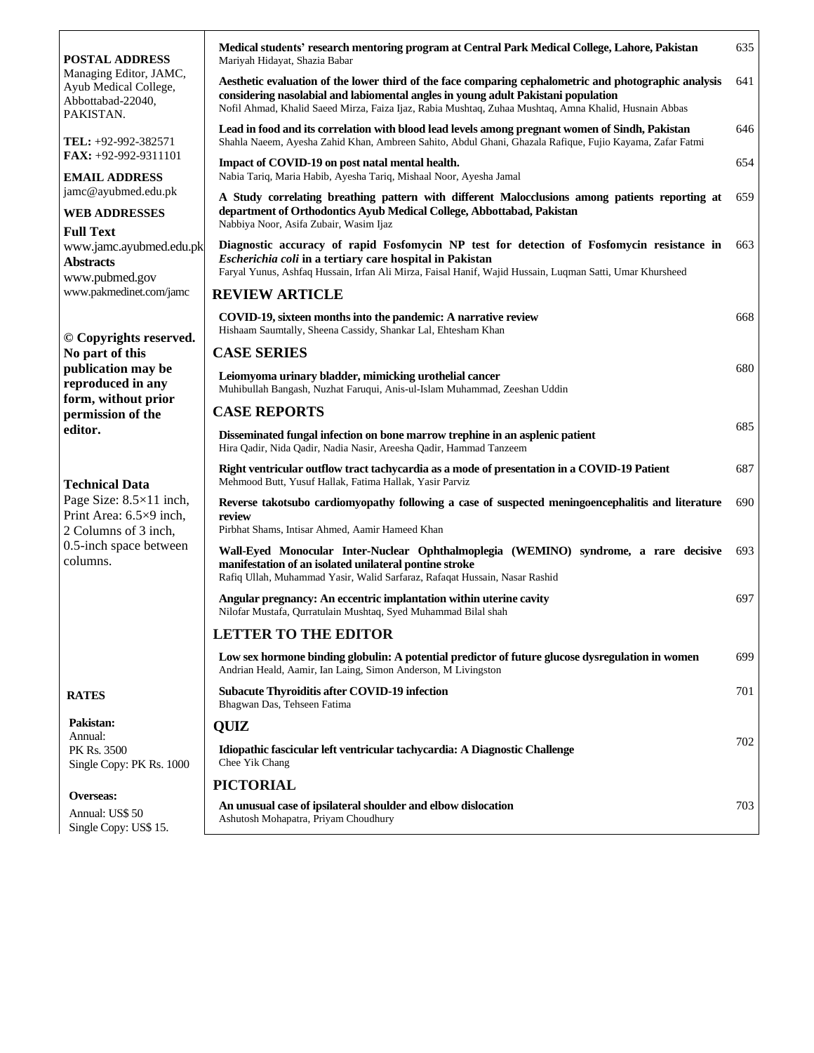**POSTAL ADDRESS**
Managing Editor, JAMC,
Ayub Medical College,
Abbottabad-22040,
PAKISTAN.

**TEL:** +92-992-382571
**FAX:** +92-992-9311101

**EMAIL ADDRESS**
jamc@ayubmed.edu.pk

**WEB ADDRESSES**

**Full Text**
www.jamc.ayubmed.edu.pk

**Abstracts**
www.pubmed.gov
www.pakmedinet.com/jamc

**© Copyrights reserved. No part of this publication may be reproduced in any form, without prior permission of the editor.**

**Technical Data**
Page Size: 8.5×11 inch,
Print Area: 6.5×9 inch,
2 Columns of 3 inch,
0.5-inch space between columns.

**RATES**

**Pakistan:**
Annual:
PK Rs. 3500
Single Copy: PK Rs. 1000

**Overseas:**
Annual: US$ 50
Single Copy: US$ 15.

---

**Medical students' research mentoring program at Central Park Medical College, Lahore, Pakistan** — 635
Mariyah Hidayat, Shazia Babar

**Aesthetic evaluation of the lower third of the face comparing cephalometric and photographic analysis considering nasolabial and labiomental angles in young adult Pakistani population** — 641
Nofil Ahmad, Khalid Saeed Mirza, Faiza Ijaz, Rabia Mushtaq, Zuhaa Mushtaq, Amna Khalid, Husnain Abbas

**Lead in food and its correlation with blood lead levels among pregnant women of Sindh, Pakistan** — 646
Shahla Naeem, Ayesha Zahid Khan, Ambreen Sahito, Abdul Ghani, Ghazala Rafique, Fujio Kayama, Zafar Fatmi

**Impact of COVID-19 on post natal mental health.** — 654
Nabia Tariq, Maria Habib, Ayesha Tariq, Mishaal Noor, Ayesha Jamal

**A Study correlating breathing pattern with different Malocclusions among patients reporting at department of Orthodontics Ayub Medical College, Abbottabad, Pakistan** — 659
Nabbiya Noor, Asifa Zubair, Wasim Ijaz

**Diagnostic accuracy of rapid Fosfomycin NP test for detection of Fosfomycin resistance in *Escherichia coli* in a tertiary care hospital in Pakistan** — 663
Faryal Yunus, Ashfaq Hussain, Irfan Ali Mirza, Faisal Hanif, Wajid Hussain, Luqman Satti, Umar Khursheed

## REVIEW ARTICLE

**COVID-19, sixteen months into the pandemic: A narrative review** — 668
Hishaam Saumtally, Sheena Cassidy, Shankar Lal, Ehtesham Khan

## CASE SERIES

**Leiomyoma urinary bladder, mimicking urothelial cancer** — 680
Muhibullah Bangash, Nuzhat Faruqui, Anis-ul-Islam Muhammad, Zeeshan Uddin

## CASE REPORTS

**Disseminated fungal infection on bone marrow trephine in an asplenic patient** — 685
Hira Qadir, Nida Qadir, Nadia Nasir, Areesha Qadir, Hammad Tanzeem

**Right ventricular outflow tract tachycardia as a mode of presentation in a COVID-19 Patient** — 687
Mehmood Butt, Yusuf Hallak, Fatima Hallak, Yasir Parviz

**Reverse takotsubo cardiomyopathy following a case of suspected meningoencephalitis and literature review** — 690
Pirbhat Shams, Intisar Ahmed, Aamir Hameed Khan

**Wall-Eyed Monocular Inter-Nuclear Ophthalmoplegia (WEMINO) syndrome, a rare decisive manifestation of an isolated unilateral pontine stroke** — 693
Rafiq Ullah, Muhammad Yasir, Walid Sarfaraz, Rafaqat Hussain, Nasar Rashid

**Angular pregnancy: An eccentric implantation within uterine cavity** — 697
Nilofar Mustafa, Qurratulain Mushtaq, Syed Muhammad Bilal shah

## LETTER TO THE EDITOR

**Low sex hormone binding globulin: A potential predictor of future glucose dysregulation in women** — 699
Andrian Heald, Aamir, Ian Laing, Simon Anderson, M Livingston

**Subacute Thyroiditis after COVID-19 infection** — 701
Bhagwan Das, Tehseen Fatima

## QUIZ

**Idiopathic fascicular left ventricular tachycardia: A Diagnostic Challenge** — 702
Chee Yik Chang

## PICTORIAL

**An unusual case of ipsilateral shoulder and elbow dislocation** — 703
Ashutosh Mohapatra, Priyam Choudhury